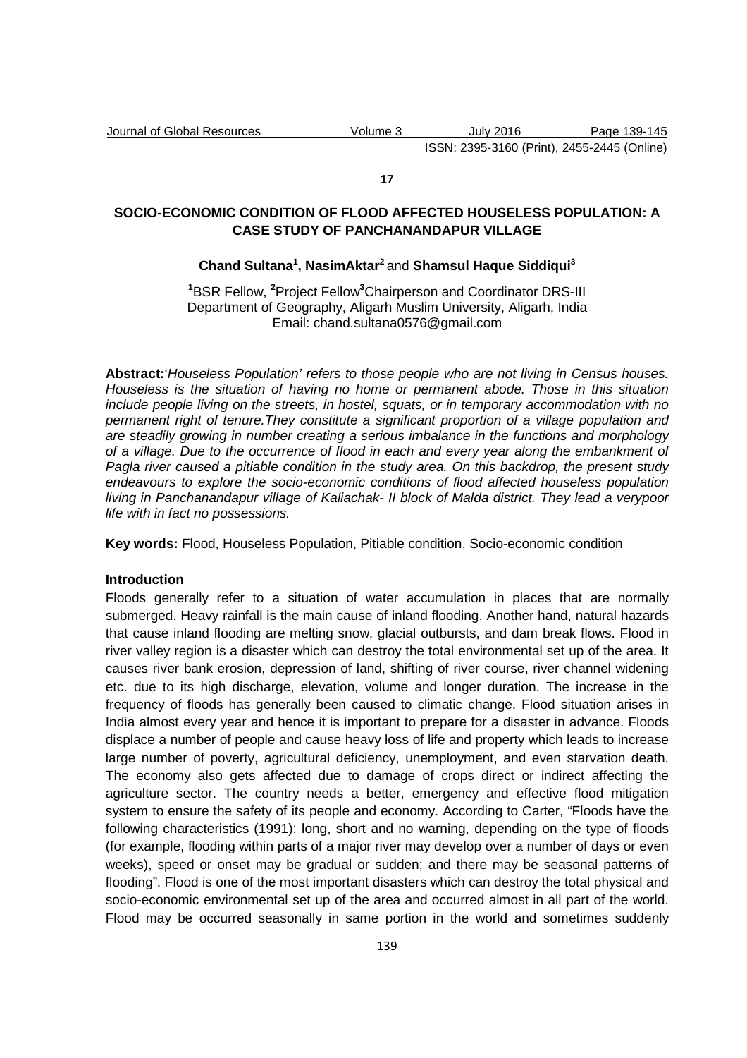17

# SOCIO-ECONOMIC CONDITION OF FLOOD AFFECTED HOUSELESS POPULATION: A CASE STUDY OF PANCHANANDAPUR VILLAGE

**Chand Sultana**[1], **NasimAktar**[2] and **Shamsul Haque Siddiqui**[3]

[1]BSR Fellow, [2]Project Fellow[3]Chairperson and Coordinator DRS-III
Department of Geography, Aligarh Muslim University, Aligarh, India
Email: chand.sultana0576@gmail.com

**Abstract:**'*Houseless Population' refers to those people who are not living in Census houses. Houseless is the situation of having no home or permanent abode. Those in this situation include people living on the streets, in hostel, squats, or in temporary accommodation with no permanent right of tenure.They constitute a significant proportion of a village population and are steadily growing in number creating a serious imbalance in the functions and morphology of a village. Due to the occurrence of flood in each and every year along the embankment of Pagla river caused a pitiable condition in the study area. On this backdrop, the present study endeavours to explore the socio-economic conditions of flood affected houseless population living in Panchanandapur village of Kaliachak- II block of Malda district. They lead a verypoor life with in fact no possessions.*

**Key words:** Flood, Houseless Population, Pitiable condition, Socio-economic condition

## Introduction

Floods generally refer to a situation of water accumulation in places that are normally submerged. Heavy rainfall is the main cause of inland flooding. Another hand, natural hazards that cause inland flooding are melting snow, glacial outbursts, and dam break flows. Flood in river valley region is a disaster which can destroy the total environmental set up of the area. It causes river bank erosion, depression of land, shifting of river course, river channel widening etc. due to its high discharge, elevation, volume and longer duration. The increase in the frequency of floods has generally been caused to climatic change. Flood situation arises in India almost every year and hence it is important to prepare for a disaster in advance. Floods displace a number of people and cause heavy loss of life and property which leads to increase large number of poverty, agricultural deficiency, unemployment, and even starvation death. The economy also gets affected due to damage of crops direct or indirect affecting the agriculture sector. The country needs a better, emergency and effective flood mitigation system to ensure the safety of its people and economy. According to Carter, "Floods have the following characteristics (1991): long, short and no warning, depending on the type of floods (for example, flooding within parts of a major river may develop over a number of days or even weeks), speed or onset may be gradual or sudden; and there may be seasonal patterns of flooding". Flood is one of the most important disasters which can destroy the total physical and socio-economic environmental set up of the area and occurred almost in all part of the world. Flood may be occurred seasonally in same portion in the world and sometimes suddenly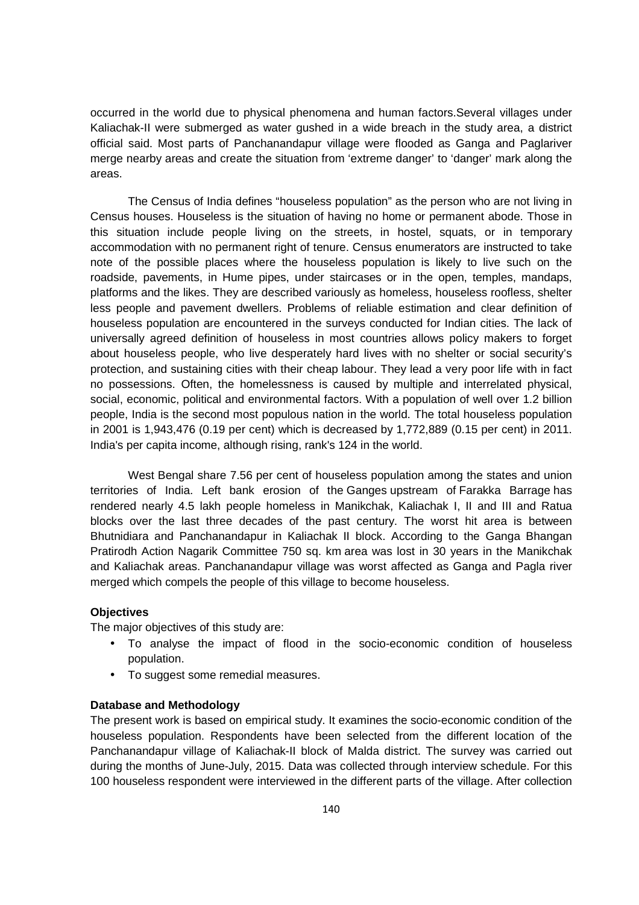occurred in the world due to physical phenomena and human factors.Several villages under Kaliachak-II were submerged as water gushed in a wide breach in the study area, a district official said. Most parts of Panchanandapur village were flooded as Ganga and Paglariver merge nearby areas and create the situation from 'extreme danger' to 'danger' mark along the areas.

The Census of India defines "houseless population" as the person who are not living in Census houses. Houseless is the situation of having no home or permanent abode. Those in this situation include people living on the streets, in hostel, squats, or in temporary accommodation with no permanent right of tenure. Census enumerators are instructed to take note of the possible places where the houseless population is likely to live such on the roadside, pavements, in Hume pipes, under staircases or in the open, temples, mandaps, platforms and the likes. They are described variously as homeless, houseless roofless, shelter less people and pavement dwellers. Problems of reliable estimation and clear definition of houseless population are encountered in the surveys conducted for Indian cities. The lack of universally agreed definition of houseless in most countries allows policy makers to forget about houseless people, who live desperately hard lives with no shelter or social security's protection, and sustaining cities with their cheap labour. They lead a very poor life with in fact no possessions. Often, the homelessness is caused by multiple and interrelated physical, social, economic, political and environmental factors. With a population of well over 1.2 billion people, India is the second most populous nation in the world. The total houseless population in 2001 is 1,943,476 (0.19 per cent) which is decreased by 1,772,889 (0.15 per cent) in 2011. India's per capita income, although rising, rank's 124 in the world.

West Bengal share 7.56 per cent of houseless population among the states and union territories of India. Left bank erosion of the Ganges upstream of Farakka Barrage has rendered nearly 4.5 lakh people homeless in Manikchak, Kaliachak I, II and III and Ratua blocks over the last three decades of the past century. The worst hit area is between Bhutnidiara and Panchanandapur in Kaliachak II block. According to the Ganga Bhangan Pratirodh Action Nagarik Committee 750 sq. km area was lost in 30 years in the Manikchak and Kaliachak areas. Panchanandapur village was worst affected as Ganga and Pagla river merged which compels the people of this village to become houseless.

**Objectives**

The major objectives of this study are:

- To analyse the impact of flood in the socio-economic condition of houseless population.
- To suggest some remedial measures.

**Database and Methodology**

The present work is based on empirical study. It examines the socio-economic condition of the houseless population. Respondents have been selected from the different location of the Panchanandapur village of Kaliachak-II block of Malda district. The survey was carried out during the months of June-July, 2015. Data was collected through interview schedule. For this 100 houseless respondent were interviewed in the different parts of the village. After collection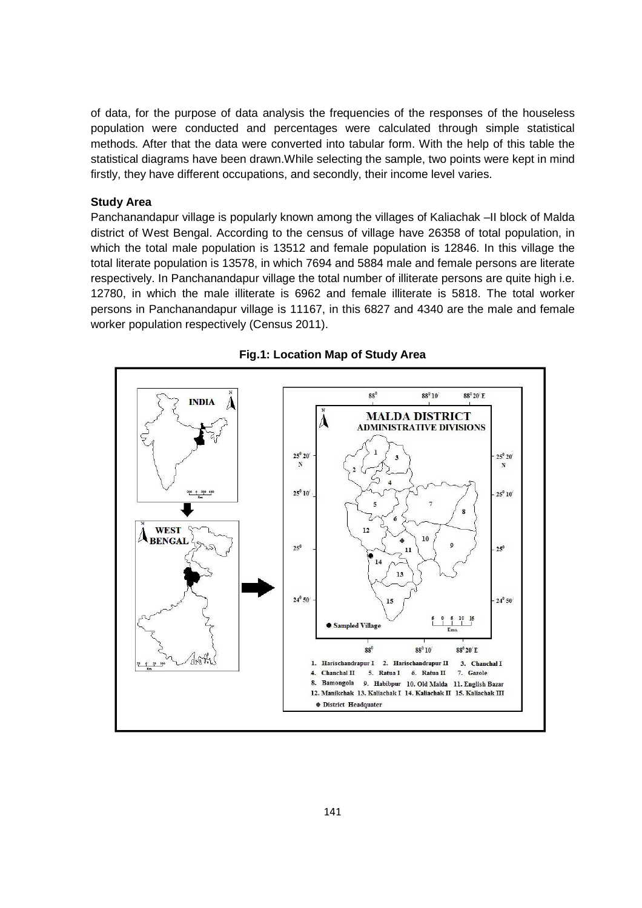of data, for the purpose of data analysis the frequencies of the responses of the houseless population were conducted and percentages were calculated through simple statistical methods. After that the data were converted into tabular form. With the help of this table the statistical diagrams have been drawn.While selecting the sample, two points were kept in mind firstly, they have different occupations, and secondly, their income level varies.

**Study Area**

Panchanandapur village is popularly known among the villages of Kaliachak –II block of Malda district of West Bengal. According to the census of village have 26358 of total population, in which the total male population is 13512 and female population is 12846. In this village the total literate population is 13578, in which 7694 and 5884 male and female persons are literate respectively. In Panchanandapur village the total number of illiterate persons are quite high i.e. 12780, in which the male illiterate is 6962 and female illiterate is 5818. The total worker persons in Panchanandapur village is 11167, in this 6827 and 4340 are the male and female worker population respectively (Census 2011).

**Fig.1: Location Map of Study Area**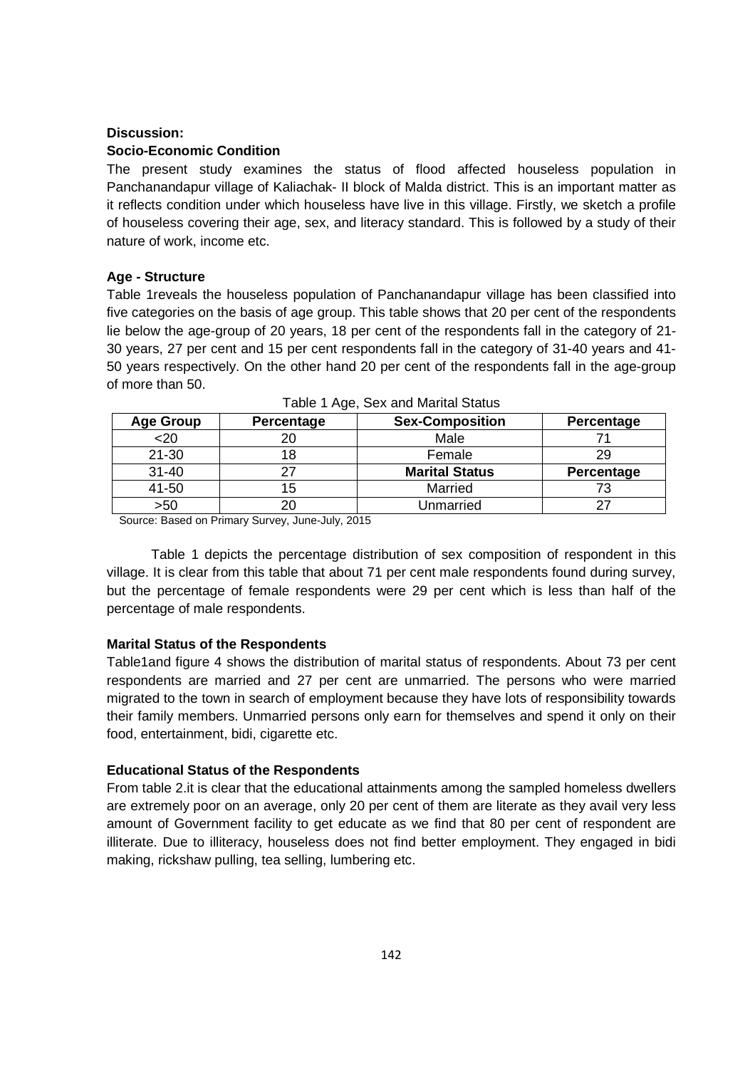**Discussion:**

**Socio-Economic Condition**

The present study examines the status of flood affected houseless population in Panchanandapur village of Kaliachak- II block of Malda district. This is an important matter as it reflects condition under which houseless have live in this village. Firstly, we sketch a profile of houseless covering their age, sex, and literacy standard. This is followed by a study of their nature of work, income etc.

**Age - Structure**

Table 1reveals the houseless population of Panchanandapur village has been classified into five categories on the basis of age group. This table shows that 20 per cent of the respondents lie below the age-group of 20 years, 18 per cent of the respondents fall in the category of 21-30 years, 27 per cent and 15 per cent respondents fall in the category of 31-40 years and 41-50 years respectively. On the other hand 20 per cent of the respondents fall in the age-group of more than 50.

Table 1 Age, Sex and Marital Status

| Age Group | Percentage | Sex-Composition | Percentage |
|---|---|---|---|
| <20 | 20 | Male | 71 |
| 21-30 | 18 | Female | 29 |
| 31-40 | 27 | **Marital Status** | **Percentage** |
| 41-50 | 15 | Married | 73 |
| >50 | 20 | Unmarried | 27 |

Source: Based on Primary Survey, June-July, 2015

Table 1 depicts the percentage distribution of sex composition of respondent in this village. It is clear from this table that about 71 per cent male respondents found during survey, but the percentage of female respondents were 29 per cent which is less than half of the percentage of male respondents.

**Marital Status of the Respondents**

Table1and figure 4 shows the distribution of marital status of respondents. About 73 per cent respondents are married and 27 per cent are unmarried. The persons who were married migrated to the town in search of employment because they have lots of responsibility towards their family members. Unmarried persons only earn for themselves and spend it only on their food, entertainment, bidi, cigarette etc.

**Educational Status of the Respondents**

From table 2.it is clear that the educational attainments among the sampled homeless dwellers are extremely poor on an average, only 20 per cent of them are literate as they avail very less amount of Government facility to get educate as we find that 80 per cent of respondent are illiterate. Due to illiteracy, houseless does not find better employment. They engaged in bidi making, rickshaw pulling, tea selling, lumbering etc.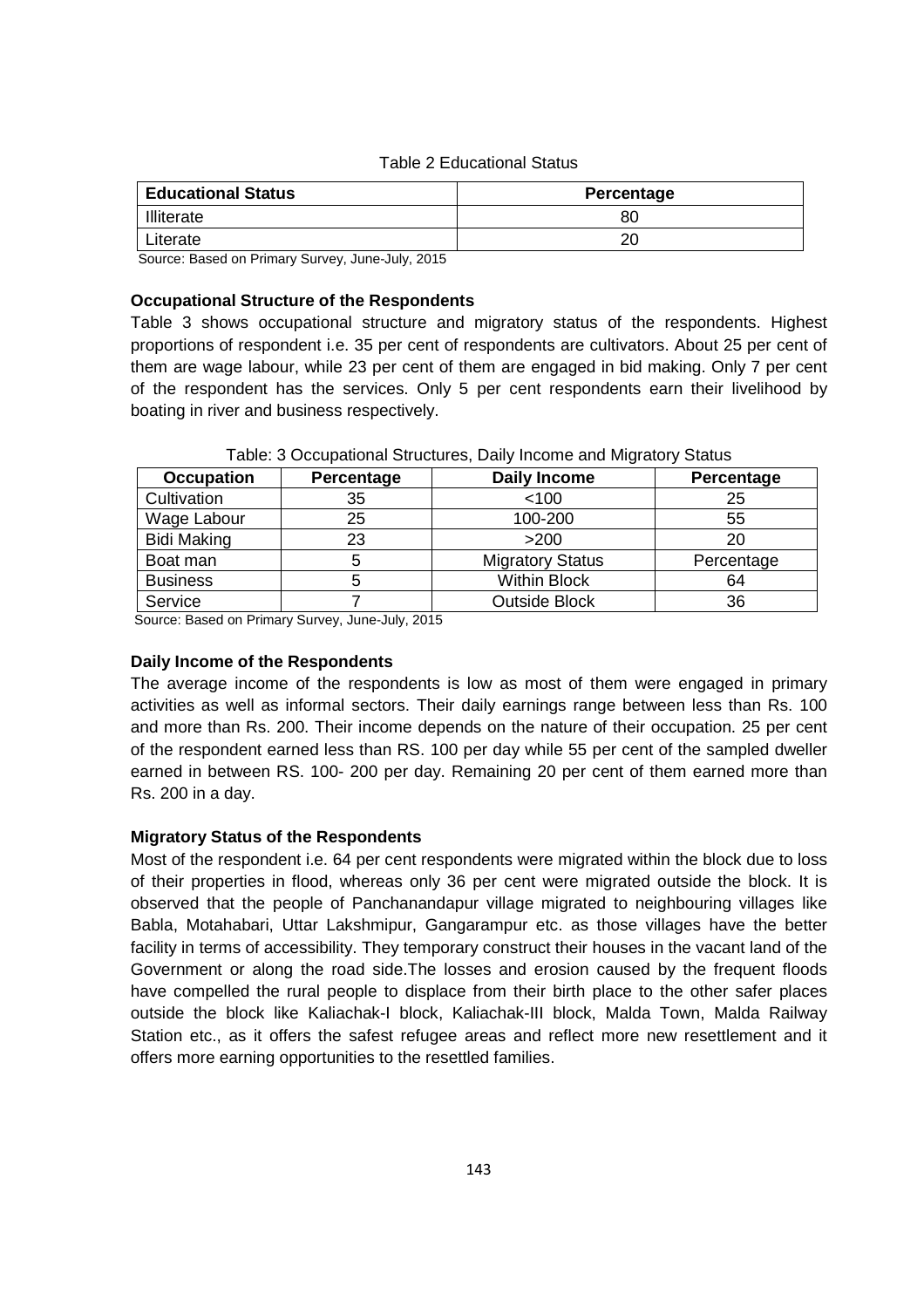Table 2 Educational Status

| Educational Status | Percentage |
|---|---|
| Illiterate | 80 |
| Literate | 20 |

Source: Based on Primary Survey, June-July, 2015

**Occupational Structure of the Respondents**

Table 3 shows occupational structure and migratory status of the respondents. Highest proportions of respondent i.e. 35 per cent of respondents are cultivators. About 25 per cent of them are wage labour, while 23 per cent of them are engaged in bid making. Only 7 per cent of the respondent has the services. Only 5 per cent respondents earn their livelihood by boating in river and business respectively.

Table: 3 Occupational Structures, Daily Income and Migratory Status

| Occupation | Percentage | Daily Income | Percentage |
|---|---|---|---|
| Cultivation | 35 | <100 | 25 |
| Wage Labour | 25 | 100-200 | 55 |
| Bidi Making | 23 | >200 | 20 |
| Boat man | 5 | Migratory Status | Percentage |
| Business | 5 | Within Block | 64 |
| Service | 7 | Outside Block | 36 |

Source: Based on Primary Survey, June-July, 2015

**Daily Income of the Respondents**

The average income of the respondents is low as most of them were engaged in primary activities as well as informal sectors. Their daily earnings range between less than Rs. 100 and more than Rs. 200. Their income depends on the nature of their occupation. 25 per cent of the respondent earned less than RS. 100 per day while 55 per cent of the sampled dweller earned in between RS. 100- 200 per day. Remaining 20 per cent of them earned more than Rs. 200 in a day.

**Migratory Status of the Respondents**

Most of the respondent i.e. 64 per cent respondents were migrated within the block due to loss of their properties in flood, whereas only 36 per cent were migrated outside the block. It is observed that the people of Panchanandapur village migrated to neighbouring villages like Babla, Motahabari, Uttar Lakshmipur, Gangarampur etc. as those villages have the better facility in terms of accessibility. They temporary construct their houses in the vacant land of the Government or along the road side.The losses and erosion caused by the frequent floods have compelled the rural people to displace from their birth place to the other safer places outside the block like Kaliachak-I block, Kaliachak-III block, Malda Town, Malda Railway Station etc., as it offers the safest refugee areas and reflect more new resettlement and it offers more earning opportunities to the resettled families.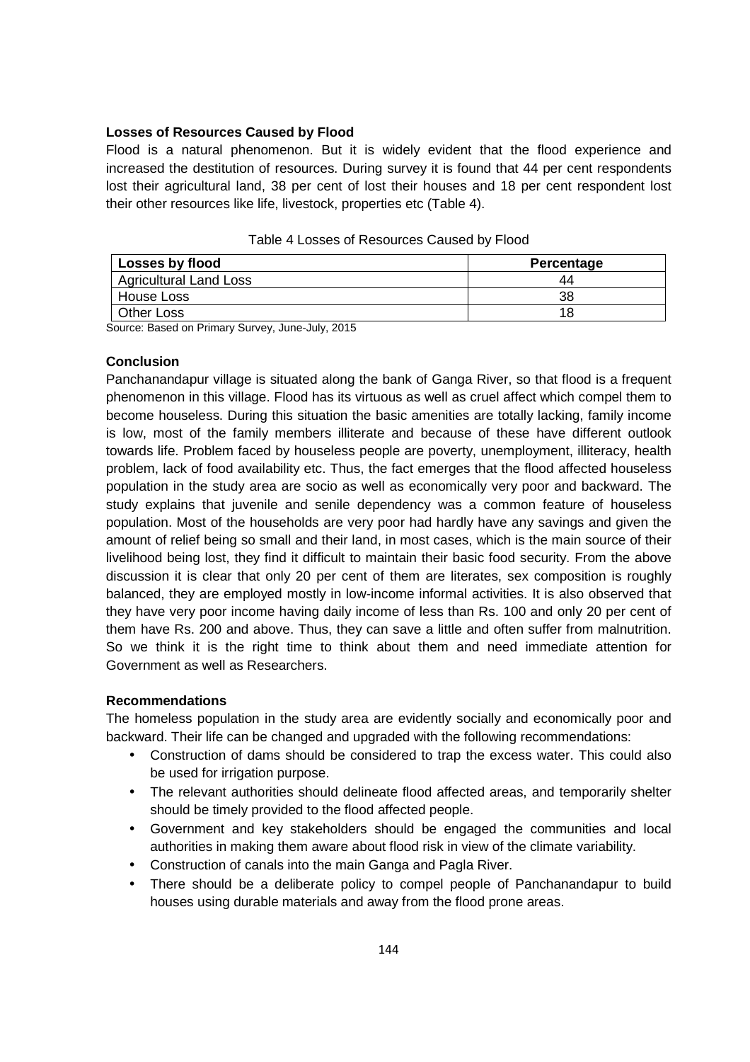### Losses of Resources Caused by Flood

Flood is a natural phenomenon. But it is widely evident that the flood experience and increased the destitution of resources. During survey it is found that 44 per cent respondents lost their agricultural land, 38 per cent of lost their houses and 18 per cent respondent lost their other resources like life, livestock, properties etc (Table 4).

Table 4 Losses of Resources Caused by Flood

| Losses by flood | Percentage |
|---|---|
| Agricultural Land Loss | 44 |
| House Loss | 38 |
| Other Loss | 18 |

Source: Based on Primary Survey, June-July, 2015

### Conclusion

Panchanandapur village is situated along the bank of Ganga River, so that flood is a frequent phenomenon in this village. Flood has its virtuous as well as cruel affect which compel them to become houseless. During this situation the basic amenities are totally lacking, family income is low, most of the family members illiterate and because of these have different outlook towards life. Problem faced by houseless people are poverty, unemployment, illiteracy, health problem, lack of food availability etc. Thus, the fact emerges that the flood affected houseless population in the study area are socio as well as economically very poor and backward. The study explains that juvenile and senile dependency was a common feature of houseless population. Most of the households are very poor had hardly have any savings and given the amount of relief being so small and their land, in most cases, which is the main source of their livelihood being lost, they find it difficult to maintain their basic food security. From the above discussion it is clear that only 20 per cent of them are literates, sex composition is roughly balanced, they are employed mostly in low-income informal activities. It is also observed that they have very poor income having daily income of less than Rs. 100 and only 20 per cent of them have Rs. 200 and above. Thus, they can save a little and often suffer from malnutrition. So we think it is the right time to think about them and need immediate attention for Government as well as Researchers.

### Recommendations

The homeless population in the study area are evidently socially and economically poor and backward. Their life can be changed and upgraded with the following recommendations:

- Construction of dams should be considered to trap the excess water. This could also be used for irrigation purpose.
- The relevant authorities should delineate flood affected areas, and temporarily shelter should be timely provided to the flood affected people.
- Government and key stakeholders should be engaged the communities and local authorities in making them aware about flood risk in view of the climate variability.
- Construction of canals into the main Ganga and Pagla River.
- There should be a deliberate policy to compel people of Panchanandapur to build houses using durable materials and away from the flood prone areas.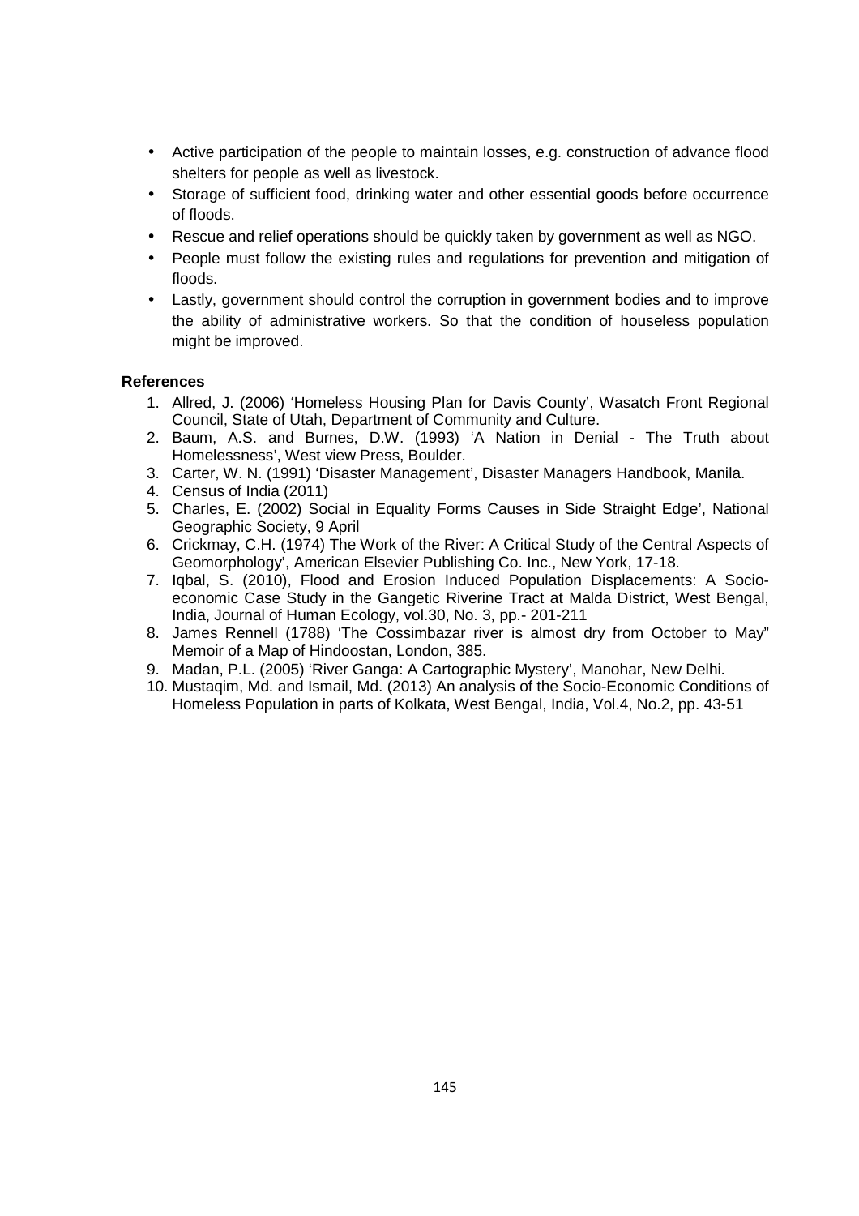- Active participation of the people to maintain losses, e.g. construction of advance flood shelters for people as well as livestock.
- Storage of sufficient food, drinking water and other essential goods before occurrence of floods.
- Rescue and relief operations should be quickly taken by government as well as NGO.
- People must follow the existing rules and regulations for prevention and mitigation of floods.
- Lastly, government should control the corruption in government bodies and to improve the ability of administrative workers. So that the condition of houseless population might be improved.

**References**

1. Allred, J. (2006) 'Homeless Housing Plan for Davis County', Wasatch Front Regional Council, State of Utah, Department of Community and Culture.
2. Baum, A.S. and Burnes, D.W. (1993) 'A Nation in Denial - The Truth about Homelessness', West view Press, Boulder.
3. Carter, W. N. (1991) 'Disaster Management', Disaster Managers Handbook, Manila.
4. Census of India (2011)
5. Charles, E. (2002) Social in Equality Forms Causes in Side Straight Edge', National Geographic Society, 9 April
6. Crickmay, C.H. (1974) The Work of the River: A Critical Study of the Central Aspects of Geomorphology', American Elsevier Publishing Co. Inc., New York, 17-18.
7. Iqbal, S. (2010), Flood and Erosion Induced Population Displacements: A Socio-economic Case Study in the Gangetic Riverine Tract at Malda District, West Bengal, India, Journal of Human Ecology, vol.30, No. 3, pp.- 201-211
8. James Rennell (1788) 'The Cossimbazar river is almost dry from October to May" Memoir of a Map of Hindoostan, London, 385.
9. Madan, P.L. (2005) 'River Ganga: A Cartographic Mystery', Manohar, New Delhi.
10. Mustaqim, Md. and Ismail, Md. (2013) An analysis of the Socio-Economic Conditions of Homeless Population in parts of Kolkata, West Bengal, India, Vol.4, No.2, pp. 43-51